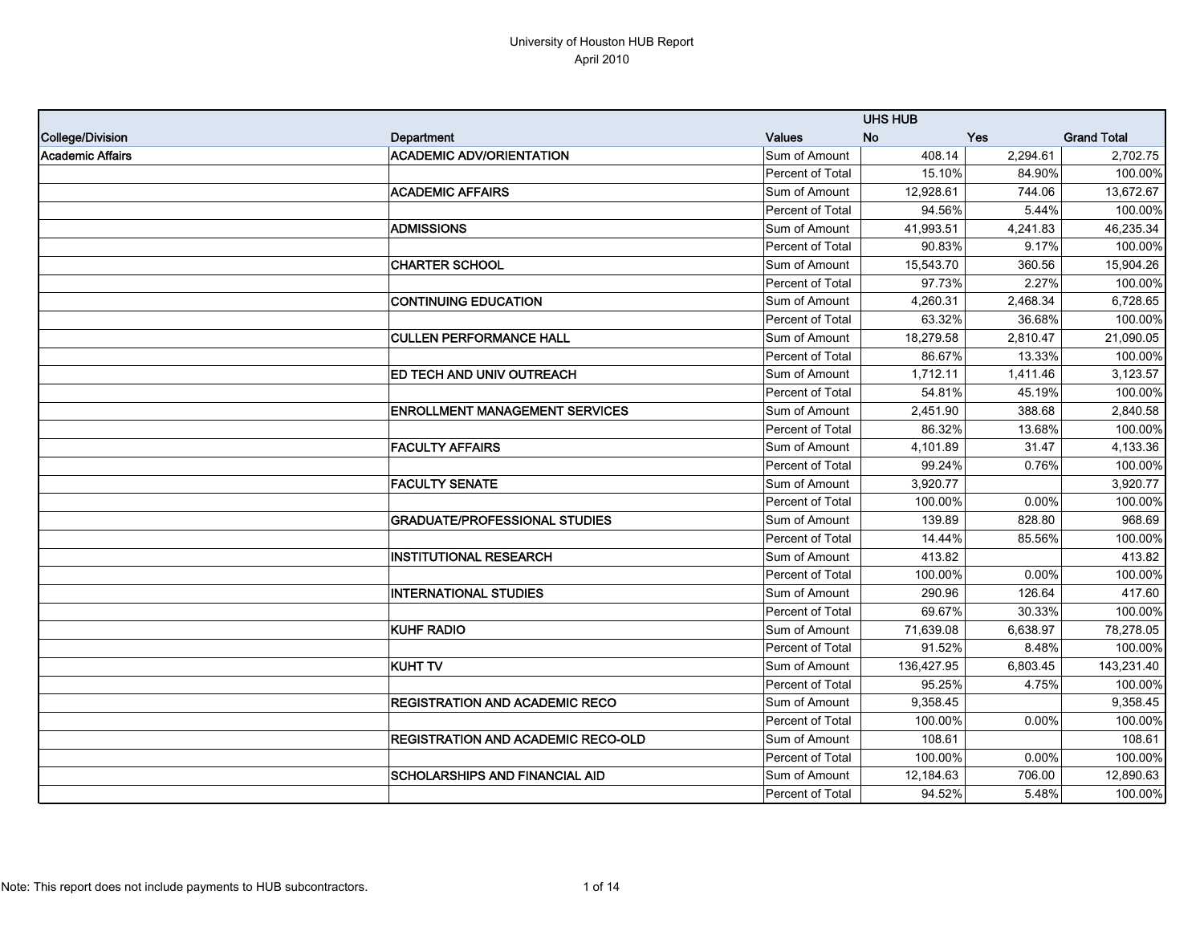# University of Houston HUB Report

April 2010

| College/Division | Department | Values | UHS HUB No | UHS HUB Yes | Grand Total |
|---|---|---|---|---|---|
| Academic Affairs | ACADEMIC ADV/ORIENTATION | Sum of Amount | 408.14 | 2,294.61 | 2,702.75 |
| | | Percent of Total | 15.10% | 84.90% | 100.00% |
| | ACADEMIC AFFAIRS | Sum of Amount | 12,928.61 | 744.06 | 13,672.67 |
| | | Percent of Total | 94.56% | 5.44% | 100.00% |
| | ADMISSIONS | Sum of Amount | 41,993.51 | 4,241.83 | 46,235.34 |
| | | Percent of Total | 90.83% | 9.17% | 100.00% |
| | CHARTER SCHOOL | Sum of Amount | 15,543.70 | 360.56 | 15,904.26 |
| | | Percent of Total | 97.73% | 2.27% | 100.00% |
| | CONTINUING EDUCATION | Sum of Amount | 4,260.31 | 2,468.34 | 6,728.65 |
| | | Percent of Total | 63.32% | 36.68% | 100.00% |
| | CULLEN PERFORMANCE HALL | Sum of Amount | 18,279.58 | 2,810.47 | 21,090.05 |
| | | Percent of Total | 86.67% | 13.33% | 100.00% |
| | ED TECH AND UNIV OUTREACH | Sum of Amount | 1,712.11 | 1,411.46 | 3,123.57 |
| | | Percent of Total | 54.81% | 45.19% | 100.00% |
| | ENROLLMENT MANAGEMENT SERVICES | Sum of Amount | 2,451.90 | 388.68 | 2,840.58 |
| | | Percent of Total | 86.32% | 13.68% | 100.00% |
| | FACULTY AFFAIRS | Sum of Amount | 4,101.89 | 31.47 | 4,133.36 |
| | | Percent of Total | 99.24% | 0.76% | 100.00% |
| | FACULTY SENATE | Sum of Amount | 3,920.77 | | 3,920.77 |
| | | Percent of Total | 100.00% | 0.00% | 100.00% |
| | GRADUATE/PROFESSIONAL STUDIES | Sum of Amount | 139.89 | 828.80 | 968.69 |
| | | Percent of Total | 14.44% | 85.56% | 100.00% |
| | INSTITUTIONAL RESEARCH | Sum of Amount | 413.82 | | 413.82 |
| | | Percent of Total | 100.00% | 0.00% | 100.00% |
| | INTERNATIONAL STUDIES | Sum of Amount | 290.96 | 126.64 | 417.60 |
| | | Percent of Total | 69.67% | 30.33% | 100.00% |
| | KUHF RADIO | Sum of Amount | 71,639.08 | 6,638.97 | 78,278.05 |
| | | Percent of Total | 91.52% | 8.48% | 100.00% |
| | KUHT TV | Sum of Amount | 136,427.95 | 6,803.45 | 143,231.40 |
| | | Percent of Total | 95.25% | 4.75% | 100.00% |
| | REGISTRATION AND ACADEMIC RECO | Sum of Amount | 9,358.45 | | 9,358.45 |
| | | Percent of Total | 100.00% | 0.00% | 100.00% |
| | REGISTRATION AND ACADEMIC RECO-OLD | Sum of Amount | 108.61 | | 108.61 |
| | | Percent of Total | 100.00% | 0.00% | 100.00% |
| | SCHOLARSHIPS AND FINANCIAL AID | Sum of Amount | 12,184.63 | 706.00 | 12,890.63 |
| | | Percent of Total | 94.52% | 5.48% | 100.00% |

Note: This report does not include payments to HUB subcontractors.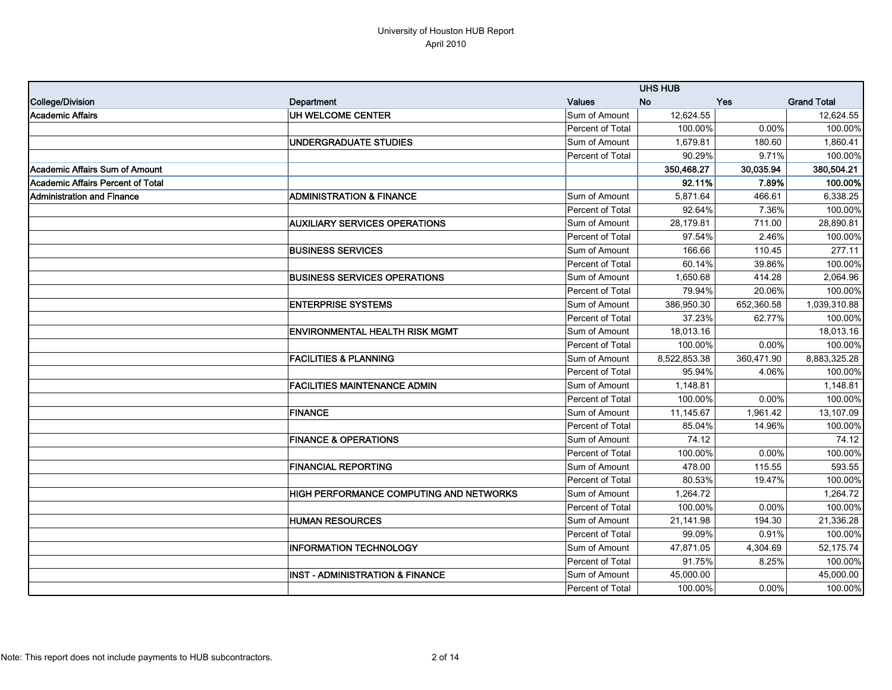University of Houston HUB Report
April 2010

| College/Division | Department | Values | UHS HUB No | UHS HUB Yes | Grand Total |
|---|---|---|---|---|---|
| **Academic Affairs** | **UH WELCOME CENTER** | Sum of Amount | 12,624.55 | | 12,624.55 |
| | | Percent of Total | 100.00% | 0.00% | 100.00% |
| | **UNDERGRADUATE STUDIES** | Sum of Amount | 1,679.81 | 180.60 | 1,860.41 |
| | | Percent of Total | 90.29% | 9.71% | 100.00% |
| **Academic Affairs Sum of Amount** | | | **350,468.27** | **30,035.94** | **380,504.21** |
| **Academic Affairs Percent of Total** | | | **92.11%** | **7.89%** | **100.00%** |
| **Administration and Finance** | **ADMINISTRATION & FINANCE** | Sum of Amount | 5,871.64 | 466.61 | 6,338.25 |
| | | Percent of Total | 92.64% | 7.36% | 100.00% |
| | **AUXILIARY SERVICES OPERATIONS** | Sum of Amount | 28,179.81 | 711.00 | 28,890.81 |
| | | Percent of Total | 97.54% | 2.46% | 100.00% |
| | **BUSINESS SERVICES** | Sum of Amount | 166.66 | 110.45 | 277.11 |
| | | Percent of Total | 60.14% | 39.86% | 100.00% |
| | **BUSINESS SERVICES OPERATIONS** | Sum of Amount | 1,650.68 | 414.28 | 2,064.96 |
| | | Percent of Total | 79.94% | 20.06% | 100.00% |
| | **ENTERPRISE SYSTEMS** | Sum of Amount | 386,950.30 | 652,360.58 | 1,039,310.88 |
| | | Percent of Total | 37.23% | 62.77% | 100.00% |
| | **ENVIRONMENTAL HEALTH RISK MGMT** | Sum of Amount | 18,013.16 | | 18,013.16 |
| | | Percent of Total | 100.00% | 0.00% | 100.00% |
| | **FACILITIES & PLANNING** | Sum of Amount | 8,522,853.38 | 360,471.90 | 8,883,325.28 |
| | | Percent of Total | 95.94% | 4.06% | 100.00% |
| | **FACILITIES MAINTENANCE ADMIN** | Sum of Amount | 1,148.81 | | 1,148.81 |
| | | Percent of Total | 100.00% | 0.00% | 100.00% |
| | **FINANCE** | Sum of Amount | 11,145.67 | 1,961.42 | 13,107.09 |
| | | Percent of Total | 85.04% | 14.96% | 100.00% |
| | **FINANCE & OPERATIONS** | Sum of Amount | 74.12 | | 74.12 |
| | | Percent of Total | 100.00% | 0.00% | 100.00% |
| | **FINANCIAL REPORTING** | Sum of Amount | 478.00 | 115.55 | 593.55 |
| | | Percent of Total | 80.53% | 19.47% | 100.00% |
| | **HIGH PERFORMANCE COMPUTING AND NETWORKS** | Sum of Amount | 1,264.72 | | 1,264.72 |
| | | Percent of Total | 100.00% | 0.00% | 100.00% |
| | **HUMAN RESOURCES** | Sum of Amount | 21,141.98 | 194.30 | 21,336.28 |
| | | Percent of Total | 99.09% | 0.91% | 100.00% |
| | **INFORMATION TECHNOLOGY** | Sum of Amount | 47,871.05 | 4,304.69 | 52,175.74 |
| | | Percent of Total | 91.75% | 8.25% | 100.00% |
| | **INST - ADMINISTRATION & FINANCE** | Sum of Amount | 45,000.00 | | 45,000.00 |
| | | Percent of Total | 100.00% | 0.00% | 100.00% |

Note: This report does not include payments to HUB subcontractors.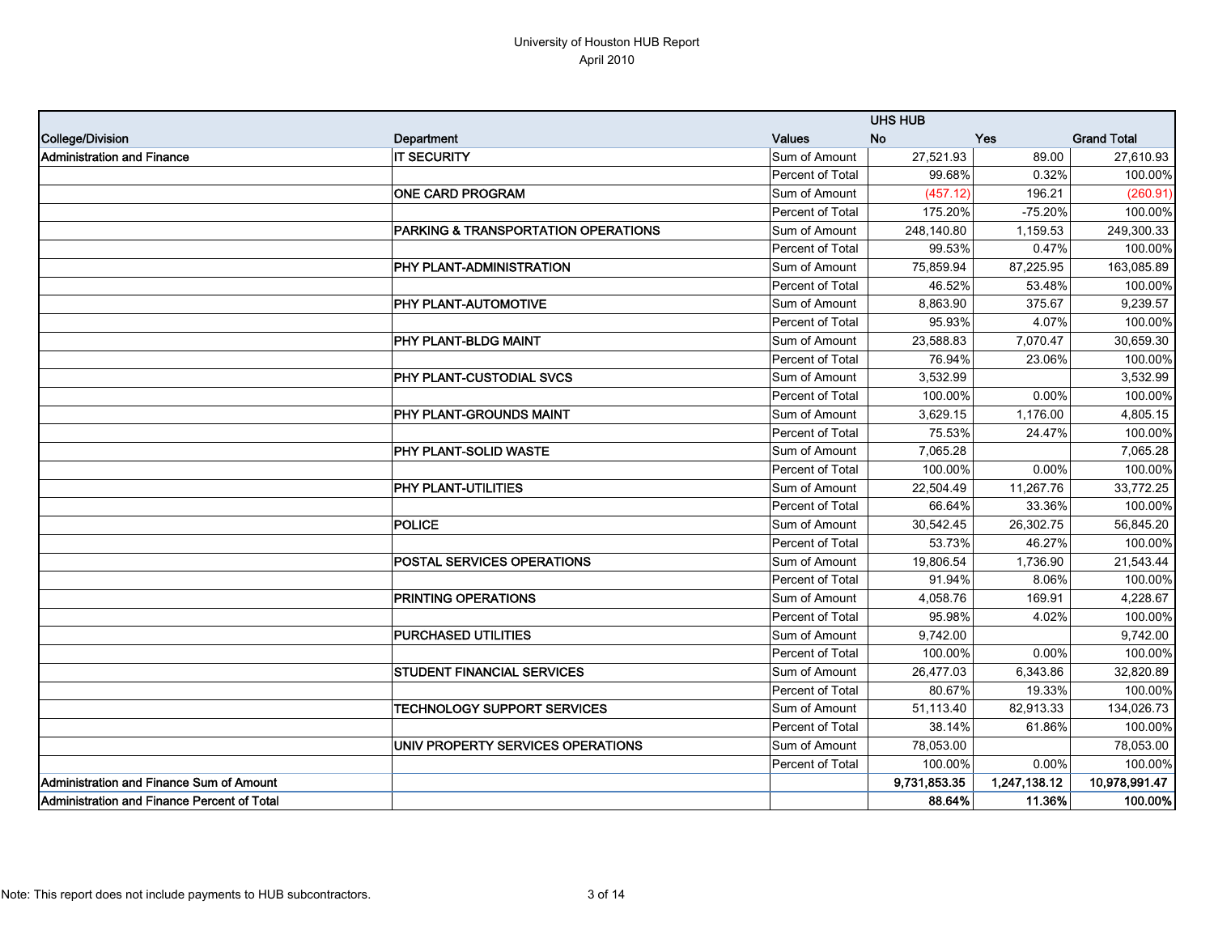University of Houston HUB Report
April 2010

| College/Division | Department | Values | UHS HUB No | Yes | Grand Total |
|---|---|---|---|---|---|
| Administration and Finance | IT SECURITY | Sum of Amount | 27,521.93 | 89.00 | 27,610.93 |
| | | Percent of Total | 99.68% | 0.32% | 100.00% |
| | ONE CARD PROGRAM | Sum of Amount | (457.12) | 196.21 | (260.91) |
| | | Percent of Total | 175.20% | -75.20% | 100.00% |
| | PARKING & TRANSPORTATION OPERATIONS | Sum of Amount | 248,140.80 | 1,159.53 | 249,300.33 |
| | | Percent of Total | 99.53% | 0.47% | 100.00% |
| | PHY PLANT-ADMINISTRATION | Sum of Amount | 75,859.94 | 87,225.95 | 163,085.89 |
| | | Percent of Total | 46.52% | 53.48% | 100.00% |
| | PHY PLANT-AUTOMOTIVE | Sum of Amount | 8,863.90 | 375.67 | 9,239.57 |
| | | Percent of Total | 95.93% | 4.07% | 100.00% |
| | PHY PLANT-BLDG MAINT | Sum of Amount | 23,588.83 | 7,070.47 | 30,659.30 |
| | | Percent of Total | 76.94% | 23.06% | 100.00% |
| | PHY PLANT-CUSTODIAL SVCS | Sum of Amount | 3,532.99 | | 3,532.99 |
| | | Percent of Total | 100.00% | 0.00% | 100.00% |
| | PHY PLANT-GROUNDS MAINT | Sum of Amount | 3,629.15 | 1,176.00 | 4,805.15 |
| | | Percent of Total | 75.53% | 24.47% | 100.00% |
| | PHY PLANT-SOLID WASTE | Sum of Amount | 7,065.28 | | 7,065.28 |
| | | Percent of Total | 100.00% | 0.00% | 100.00% |
| | PHY PLANT-UTILITIES | Sum of Amount | 22,504.49 | 11,267.76 | 33,772.25 |
| | | Percent of Total | 66.64% | 33.36% | 100.00% |
| | POLICE | Sum of Amount | 30,542.45 | 26,302.75 | 56,845.20 |
| | | Percent of Total | 53.73% | 46.27% | 100.00% |
| | POSTAL SERVICES OPERATIONS | Sum of Amount | 19,806.54 | 1,736.90 | 21,543.44 |
| | | Percent of Total | 91.94% | 8.06% | 100.00% |
| | PRINTING OPERATIONS | Sum of Amount | 4,058.76 | 169.91 | 4,228.67 |
| | | Percent of Total | 95.98% | 4.02% | 100.00% |
| | PURCHASED UTILITIES | Sum of Amount | 9,742.00 | | 9,742.00 |
| | | Percent of Total | 100.00% | 0.00% | 100.00% |
| | STUDENT FINANCIAL SERVICES | Sum of Amount | 26,477.03 | 6,343.86 | 32,820.89 |
| | | Percent of Total | 80.67% | 19.33% | 100.00% |
| | TECHNOLOGY SUPPORT SERVICES | Sum of Amount | 51,113.40 | 82,913.33 | 134,026.73 |
| | | Percent of Total | 38.14% | 61.86% | 100.00% |
| | UNIV PROPERTY SERVICES OPERATIONS | Sum of Amount | 78,053.00 | | 78,053.00 |
| | | Percent of Total | 100.00% | 0.00% | 100.00% |
| **Administration and Finance Sum of Amount** | | | **9,731,853.35** | **1,247,138.12** | **10,978,991.47** |
| **Administration and Finance Percent of Total** | | | **88.64%** | **11.36%** | **100.00%** |

Note: This report does not include payments to HUB subcontractors.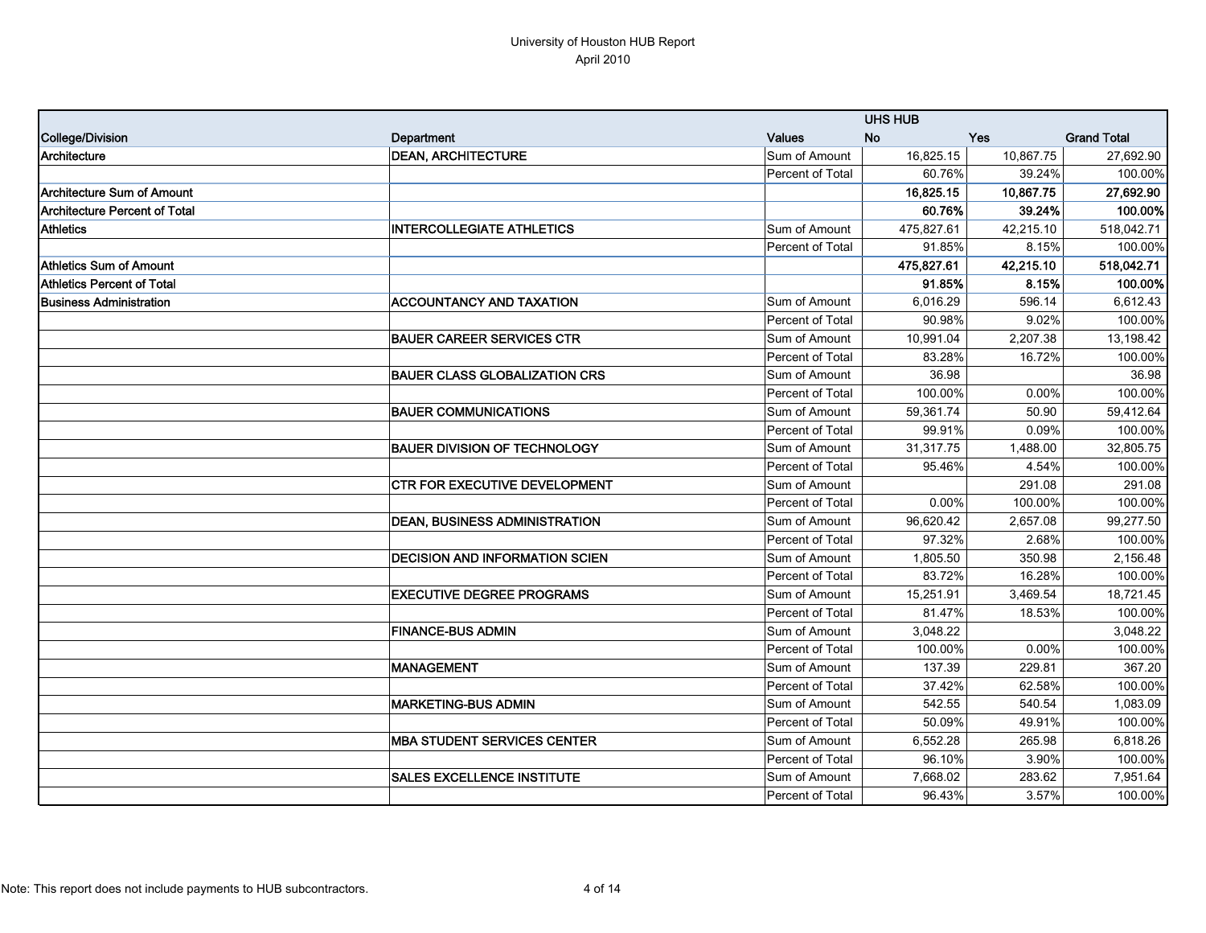University of Houston HUB Report
April 2010

| | | | UHS HUB | | |
|---|---|---|---|---|---|
| College/Division | Department | Values | No | Yes | Grand Total |
| Architecture | DEAN, ARCHITECTURE | Sum of Amount | 16,825.15 | 10,867.75 | 27,692.90 |
| | | Percent of Total | 60.76% | 39.24% | 100.00% |
| **Architecture Sum of Amount** | | | **16,825.15** | **10,867.75** | **27,692.90** |
| **Architecture Percent of Total** | | | **60.76%** | **39.24%** | **100.00%** |
| Athletics | INTERCOLLEGIATE ATHLETICS | Sum of Amount | 475,827.61 | 42,215.10 | 518,042.71 |
| | | Percent of Total | 91.85% | 8.15% | 100.00% |
| **Athletics Sum of Amount** | | | **475,827.61** | **42,215.10** | **518,042.71** |
| **Athletics Percent of Total** | | | **91.85%** | **8.15%** | **100.00%** |
| Business Administration | ACCOUNTANCY AND TAXATION | Sum of Amount | 6,016.29 | 596.14 | 6,612.43 |
| | | Percent of Total | 90.98% | 9.02% | 100.00% |
| | BAUER CAREER SERVICES CTR | Sum of Amount | 10,991.04 | 2,207.38 | 13,198.42 |
| | | Percent of Total | 83.28% | 16.72% | 100.00% |
| | BAUER CLASS GLOBALIZATION CRS | Sum of Amount | 36.98 | | 36.98 |
| | | Percent of Total | 100.00% | 0.00% | 100.00% |
| | BAUER COMMUNICATIONS | Sum of Amount | 59,361.74 | 50.90 | 59,412.64 |
| | | Percent of Total | 99.91% | 0.09% | 100.00% |
| | BAUER DIVISION OF TECHNOLOGY | Sum of Amount | 31,317.75 | 1,488.00 | 32,805.75 |
| | | Percent of Total | 95.46% | 4.54% | 100.00% |
| | CTR FOR EXECUTIVE DEVELOPMENT | Sum of Amount | | 291.08 | 291.08 |
| | | Percent of Total | 0.00% | 100.00% | 100.00% |
| | DEAN, BUSINESS ADMINISTRATION | Sum of Amount | 96,620.42 | 2,657.08 | 99,277.50 |
| | | Percent of Total | 97.32% | 2.68% | 100.00% |
| | DECISION AND INFORMATION SCIEN | Sum of Amount | 1,805.50 | 350.98 | 2,156.48 |
| | | Percent of Total | 83.72% | 16.28% | 100.00% |
| | EXECUTIVE DEGREE PROGRAMS | Sum of Amount | 15,251.91 | 3,469.54 | 18,721.45 |
| | | Percent of Total | 81.47% | 18.53% | 100.00% |
| | FINANCE-BUS ADMIN | Sum of Amount | 3,048.22 | | 3,048.22 |
| | | Percent of Total | 100.00% | 0.00% | 100.00% |
| | MANAGEMENT | Sum of Amount | 137.39 | 229.81 | 367.20 |
| | | Percent of Total | 37.42% | 62.58% | 100.00% |
| | MARKETING-BUS ADMIN | Sum of Amount | 542.55 | 540.54 | 1,083.09 |
| | | Percent of Total | 50.09% | 49.91% | 100.00% |
| | MBA STUDENT SERVICES CENTER | Sum of Amount | 6,552.28 | 265.98 | 6,818.26 |
| | | Percent of Total | 96.10% | 3.90% | 100.00% |
| | SALES EXCELLENCE INSTITUTE | Sum of Amount | 7,668.02 | 283.62 | 7,951.64 |
| | | Percent of Total | 96.43% | 3.57% | 100.00% |

Note: This report does not include payments to HUB subcontractors.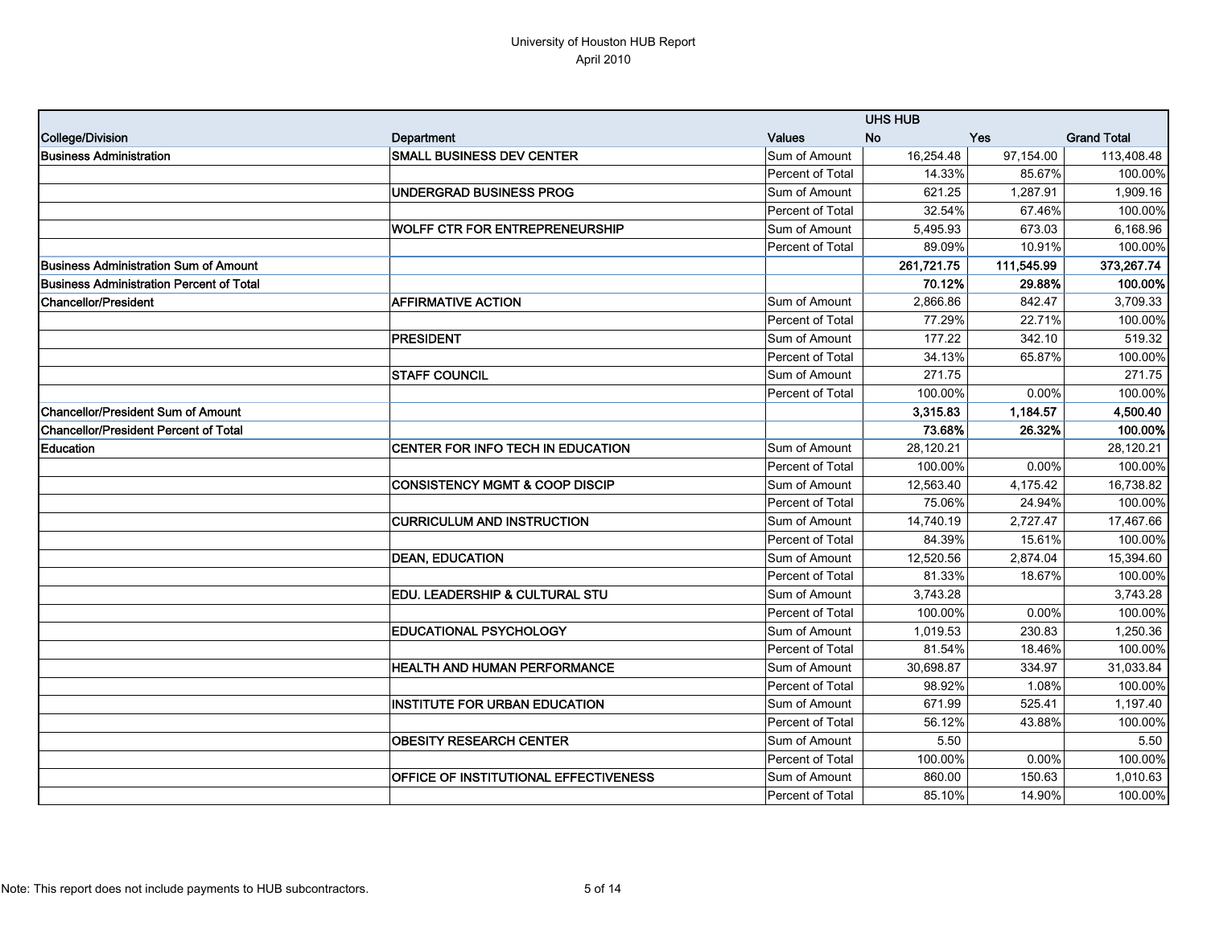University of Houston HUB Report
April 2010

| College/Division | Department | Values | UHS HUB No | Yes | Grand Total |
|---|---|---|---|---|---|
| **Business Administration** | **SMALL BUSINESS DEV CENTER** | Sum of Amount | 16,254.48 | 97,154.00 | 113,408.48 |
| | | Percent of Total | 14.33% | 85.67% | 100.00% |
| | **UNDERGRAD BUSINESS PROG** | Sum of Amount | 621.25 | 1,287.91 | 1,909.16 |
| | | Percent of Total | 32.54% | 67.46% | 100.00% |
| | **WOLFF CTR FOR ENTREPRENEURSHIP** | Sum of Amount | 5,495.93 | 673.03 | 6,168.96 |
| | | Percent of Total | 89.09% | 10.91% | 100.00% |
| **Business Administration Sum of Amount** | | | **261,721.75** | **111,545.99** | **373,267.74** |
| **Business Administration Percent of Total** | | | **70.12%** | **29.88%** | **100.00%** |
| **Chancellor/President** | **AFFIRMATIVE ACTION** | Sum of Amount | 2,866.86 | 842.47 | 3,709.33 |
| | | Percent of Total | 77.29% | 22.71% | 100.00% |
| | **PRESIDENT** | Sum of Amount | 177.22 | 342.10 | 519.32 |
| | | Percent of Total | 34.13% | 65.87% | 100.00% |
| | **STAFF COUNCIL** | Sum of Amount | 271.75 | | 271.75 |
| | | Percent of Total | 100.00% | 0.00% | 100.00% |
| **Chancellor/President Sum of Amount** | | | **3,315.83** | **1,184.57** | **4,500.40** |
| **Chancellor/President Percent of Total** | | | **73.68%** | **26.32%** | **100.00%** |
| **Education** | **CENTER FOR INFO TECH IN EDUCATION** | Sum of Amount | 28,120.21 | | 28,120.21 |
| | | Percent of Total | 100.00% | 0.00% | 100.00% |
| | **CONSISTENCY MGMT & COOP DISCIP** | Sum of Amount | 12,563.40 | 4,175.42 | 16,738.82 |
| | | Percent of Total | 75.06% | 24.94% | 100.00% |
| | **CURRICULUM AND INSTRUCTION** | Sum of Amount | 14,740.19 | 2,727.47 | 17,467.66 |
| | | Percent of Total | 84.39% | 15.61% | 100.00% |
| | **DEAN, EDUCATION** | Sum of Amount | 12,520.56 | 2,874.04 | 15,394.60 |
| | | Percent of Total | 81.33% | 18.67% | 100.00% |
| | **EDU. LEADERSHIP & CULTURAL STU** | Sum of Amount | 3,743.28 | | 3,743.28 |
| | | Percent of Total | 100.00% | 0.00% | 100.00% |
| | **EDUCATIONAL PSYCHOLOGY** | Sum of Amount | 1,019.53 | 230.83 | 1,250.36 |
| | | Percent of Total | 81.54% | 18.46% | 100.00% |
| | **HEALTH AND HUMAN PERFORMANCE** | Sum of Amount | 30,698.87 | 334.97 | 31,033.84 |
| | | Percent of Total | 98.92% | 1.08% | 100.00% |
| | **INSTITUTE FOR URBAN EDUCATION** | Sum of Amount | 671.99 | 525.41 | 1,197.40 |
| | | Percent of Total | 56.12% | 43.88% | 100.00% |
| | **OBESITY RESEARCH CENTER** | Sum of Amount | 5.50 | | 5.50 |
| | | Percent of Total | 100.00% | 0.00% | 100.00% |
| | **OFFICE OF INSTITUTIONAL EFFECTIVENESS** | Sum of Amount | 860.00 | 150.63 | 1,010.63 |
| | | Percent of Total | 85.10% | 14.90% | 100.00% |

Note: This report does not include payments to HUB subcontractors.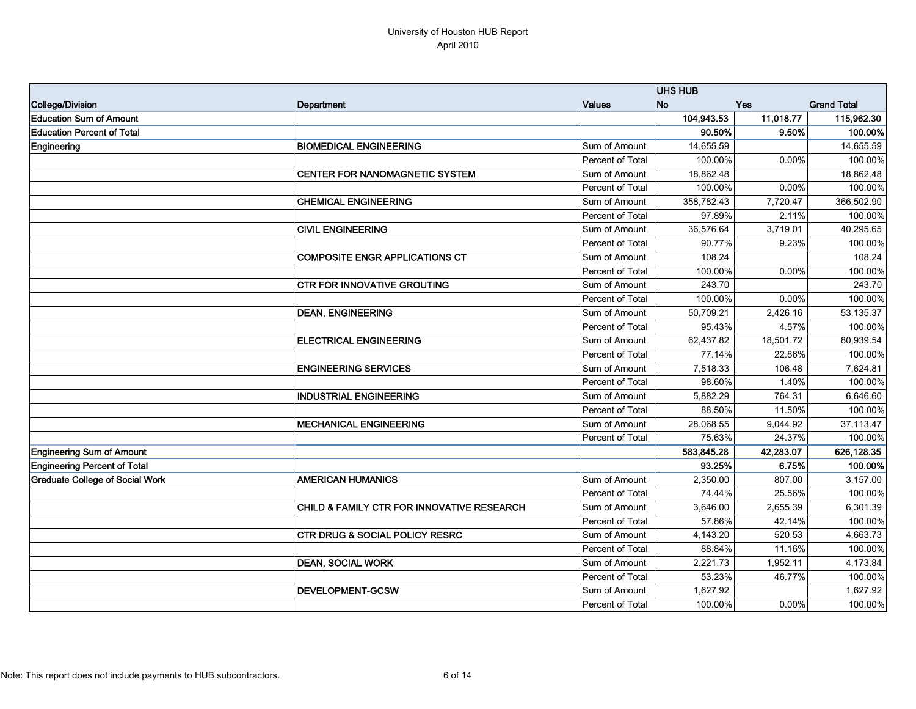University of Houston HUB Report
April 2010

| College/Division | Department | Values | UHS HUB No | Yes | Grand Total |
|---|---|---|---|---|---|
| **Education Sum of Amount** | | | **104,943.53** | **11,018.77** | **115,962.30** |
| **Education Percent of Total** | | | **90.50%** | **9.50%** | **100.00%** |
| **Engineering** | **BIOMEDICAL ENGINEERING** | Sum of Amount | 14,655.59 | | 14,655.59 |
| | | Percent of Total | 100.00% | 0.00% | 100.00% |
| | **CENTER FOR NANOMAGNETIC SYSTEM** | Sum of Amount | 18,862.48 | | 18,862.48 |
| | | Percent of Total | 100.00% | 0.00% | 100.00% |
| | **CHEMICAL ENGINEERING** | Sum of Amount | 358,782.43 | 7,720.47 | 366,502.90 |
| | | Percent of Total | 97.89% | 2.11% | 100.00% |
| | **CIVIL ENGINEERING** | Sum of Amount | 36,576.64 | 3,719.01 | 40,295.65 |
| | | Percent of Total | 90.77% | 9.23% | 100.00% |
| | **COMPOSITE ENGR APPLICATIONS CT** | Sum of Amount | 108.24 | | 108.24 |
| | | Percent of Total | 100.00% | 0.00% | 100.00% |
| | **CTR FOR INNOVATIVE GROUTING** | Sum of Amount | 243.70 | | 243.70 |
| | | Percent of Total | 100.00% | 0.00% | 100.00% |
| | **DEAN, ENGINEERING** | Sum of Amount | 50,709.21 | 2,426.16 | 53,135.37 |
| | | Percent of Total | 95.43% | 4.57% | 100.00% |
| | **ELECTRICAL ENGINEERING** | Sum of Amount | 62,437.82 | 18,501.72 | 80,939.54 |
| | | Percent of Total | 77.14% | 22.86% | 100.00% |
| | **ENGINEERING SERVICES** | Sum of Amount | 7,518.33 | 106.48 | 7,624.81 |
| | | Percent of Total | 98.60% | 1.40% | 100.00% |
| | **INDUSTRIAL ENGINEERING** | Sum of Amount | 5,882.29 | 764.31 | 6,646.60 |
| | | Percent of Total | 88.50% | 11.50% | 100.00% |
| | **MECHANICAL ENGINEERING** | Sum of Amount | 28,068.55 | 9,044.92 | 37,113.47 |
| | | Percent of Total | 75.63% | 24.37% | 100.00% |
| **Engineering Sum of Amount** | | | **583,845.28** | **42,283.07** | **626,128.35** |
| **Engineering Percent of Total** | | | **93.25%** | **6.75%** | **100.00%** |
| **Graduate College of Social Work** | **AMERICAN HUMANICS** | Sum of Amount | 2,350.00 | 807.00 | 3,157.00 |
| | | Percent of Total | 74.44% | 25.56% | 100.00% |
| | **CHILD & FAMILY CTR FOR INNOVATIVE RESEARCH** | Sum of Amount | 3,646.00 | 2,655.39 | 6,301.39 |
| | | Percent of Total | 57.86% | 42.14% | 100.00% |
| | **CTR DRUG & SOCIAL POLICY RESRC** | Sum of Amount | 4,143.20 | 520.53 | 4,663.73 |
| | | Percent of Total | 88.84% | 11.16% | 100.00% |
| | **DEAN, SOCIAL WORK** | Sum of Amount | 2,221.73 | 1,952.11 | 4,173.84 |
| | | Percent of Total | 53.23% | 46.77% | 100.00% |
| | **DEVELOPMENT-GCSW** | Sum of Amount | 1,627.92 | | 1,627.92 |
| | | Percent of Total | 100.00% | 0.00% | 100.00% |

Note: This report does not include payments to HUB subcontractors.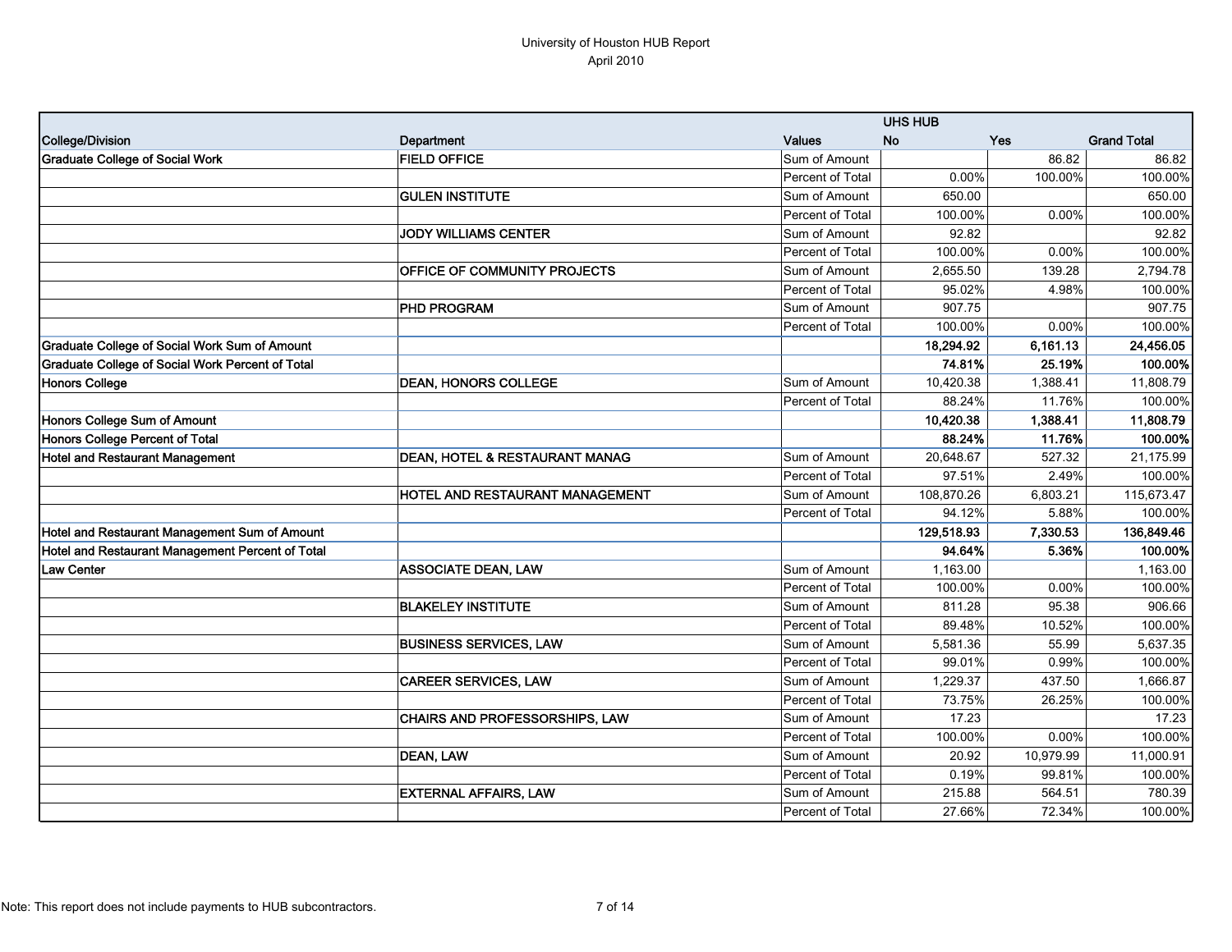University of Houston HUB Report
April 2010

| | | | UHS HUB | | |
|---|---|---|---|---|---|
| **College/Division** | **Department** | **Values** | **No** | **Yes** | **Grand Total** |
| **Graduate College of Social Work** | **FIELD OFFICE** | Sum of Amount | | 86.82 | 86.82 |
| | | Percent of Total | 0.00% | 100.00% | 100.00% |
| | **GULEN INSTITUTE** | Sum of Amount | 650.00 | | 650.00 |
| | | Percent of Total | 100.00% | 0.00% | 100.00% |
| | **JODY WILLIAMS CENTER** | Sum of Amount | 92.82 | | 92.82 |
| | | Percent of Total | 100.00% | 0.00% | 100.00% |
| | **OFFICE OF COMMUNITY PROJECTS** | Sum of Amount | 2,655.50 | 139.28 | 2,794.78 |
| | | Percent of Total | 95.02% | 4.98% | 100.00% |
| | **PHD PROGRAM** | Sum of Amount | 907.75 | | 907.75 |
| | | Percent of Total | 100.00% | 0.00% | 100.00% |
| **Graduate College of Social Work Sum of Amount** | | | **18,294.92** | **6,161.13** | **24,456.05** |
| **Graduate College of Social Work Percent of Total** | | | **74.81%** | **25.19%** | **100.00%** |
| **Honors College** | **DEAN, HONORS COLLEGE** | Sum of Amount | 10,420.38 | 1,388.41 | 11,808.79 |
| | | Percent of Total | 88.24% | 11.76% | 100.00% |
| **Honors College Sum of Amount** | | | **10,420.38** | **1,388.41** | **11,808.79** |
| **Honors College Percent of Total** | | | **88.24%** | **11.76%** | **100.00%** |
| **Hotel and Restaurant Management** | **DEAN, HOTEL & RESTAURANT MANAG** | Sum of Amount | 20,648.67 | 527.32 | 21,175.99 |
| | | Percent of Total | 97.51% | 2.49% | 100.00% |
| | **HOTEL AND RESTAURANT MANAGEMENT** | Sum of Amount | 108,870.26 | 6,803.21 | 115,673.47 |
| | | Percent of Total | 94.12% | 5.88% | 100.00% |
| **Hotel and Restaurant Management Sum of Amount** | | | **129,518.93** | **7,330.53** | **136,849.46** |
| **Hotel and Restaurant Management Percent of Total** | | | **94.64%** | **5.36%** | **100.00%** |
| **Law Center** | **ASSOCIATE DEAN, LAW** | Sum of Amount | 1,163.00 | | 1,163.00 |
| | | Percent of Total | 100.00% | 0.00% | 100.00% |
| | **BLAKELEY INSTITUTE** | Sum of Amount | 811.28 | 95.38 | 906.66 |
| | | Percent of Total | 89.48% | 10.52% | 100.00% |
| | **BUSINESS SERVICES, LAW** | Sum of Amount | 5,581.36 | 55.99 | 5,637.35 |
| | | Percent of Total | 99.01% | 0.99% | 100.00% |
| | **CAREER SERVICES, LAW** | Sum of Amount | 1,229.37 | 437.50 | 1,666.87 |
| | | Percent of Total | 73.75% | 26.25% | 100.00% |
| | **CHAIRS AND PROFESSORSHIPS, LAW** | Sum of Amount | 17.23 | | 17.23 |
| | | Percent of Total | 100.00% | 0.00% | 100.00% |
| | **DEAN, LAW** | Sum of Amount | 20.92 | 10,979.99 | 11,000.91 |
| | | Percent of Total | 0.19% | 99.81% | 100.00% |
| | **EXTERNAL AFFAIRS, LAW** | Sum of Amount | 215.88 | 564.51 | 780.39 |
| | | Percent of Total | 27.66% | 72.34% | 100.00% |

Note: This report does not include payments to HUB subcontractors.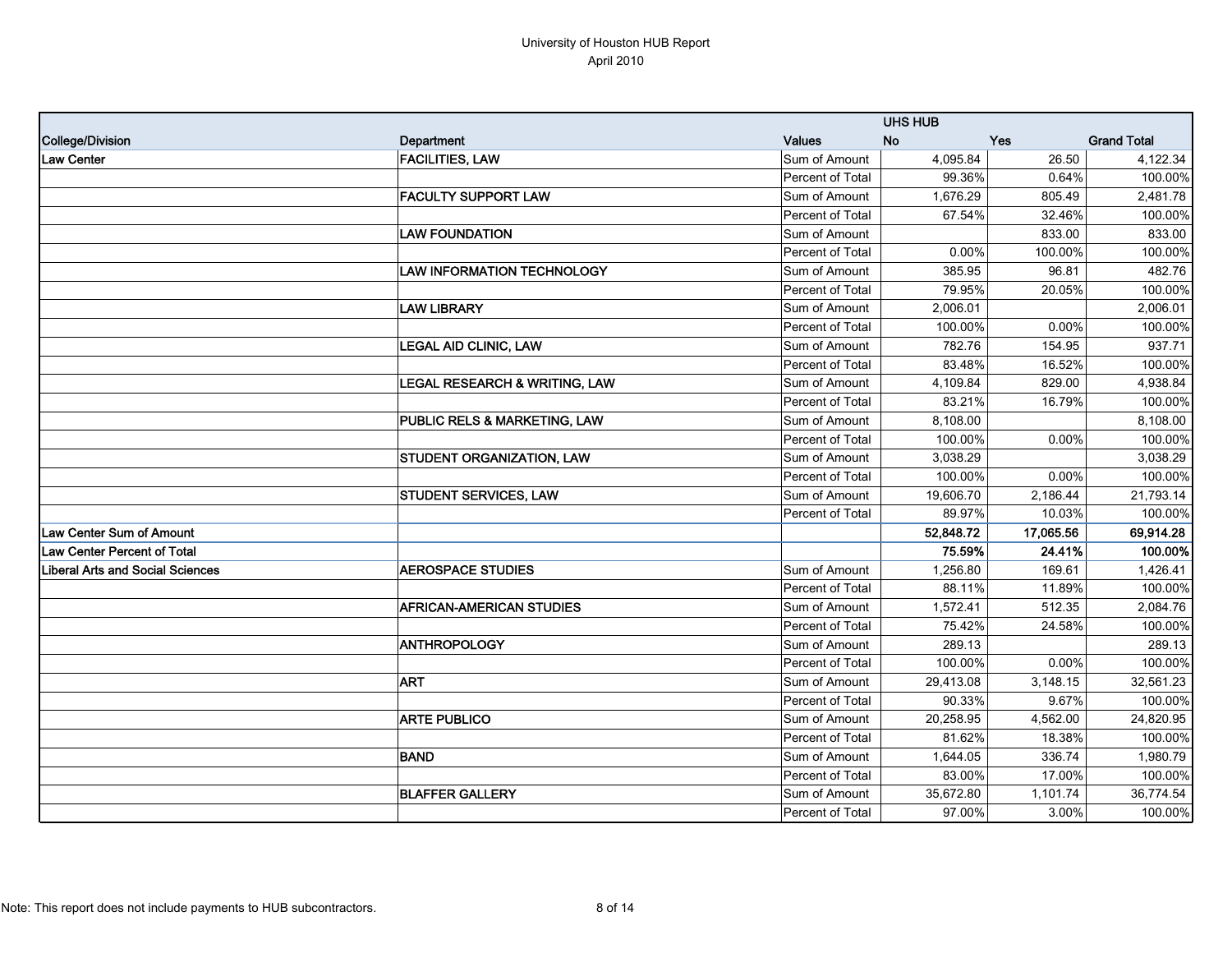University of Houston HUB Report
April 2010

| | | | UHS HUB | | |
|---|---|---|---|---|---|
| College/Division | Department | Values | No | Yes | Grand Total |
| Law Center | FACILITIES, LAW | Sum of Amount | 4,095.84 | 26.50 | 4,122.34 |
| | | Percent of Total | 99.36% | 0.64% | 100.00% |
| | FACULTY SUPPORT LAW | Sum of Amount | 1,676.29 | 805.49 | 2,481.78 |
| | | Percent of Total | 67.54% | 32.46% | 100.00% |
| | LAW FOUNDATION | Sum of Amount | | 833.00 | 833.00 |
| | | Percent of Total | 0.00% | 100.00% | 100.00% |
| | LAW INFORMATION TECHNOLOGY | Sum of Amount | 385.95 | 96.81 | 482.76 |
| | | Percent of Total | 79.95% | 20.05% | 100.00% |
| | LAW LIBRARY | Sum of Amount | 2,006.01 | | 2,006.01 |
| | | Percent of Total | 100.00% | 0.00% | 100.00% |
| | LEGAL AID CLINIC, LAW | Sum of Amount | 782.76 | 154.95 | 937.71 |
| | | Percent of Total | 83.48% | 16.52% | 100.00% |
| | LEGAL RESEARCH & WRITING, LAW | Sum of Amount | 4,109.84 | 829.00 | 4,938.84 |
| | | Percent of Total | 83.21% | 16.79% | 100.00% |
| | PUBLIC RELS & MARKETING, LAW | Sum of Amount | 8,108.00 | | 8,108.00 |
| | | Percent of Total | 100.00% | 0.00% | 100.00% |
| | STUDENT ORGANIZATION, LAW | Sum of Amount | 3,038.29 | | 3,038.29 |
| | | Percent of Total | 100.00% | 0.00% | 100.00% |
| | STUDENT SERVICES, LAW | Sum of Amount | 19,606.70 | 2,186.44 | 21,793.14 |
| | | Percent of Total | 89.97% | 10.03% | 100.00% |
| **Law Center Sum of Amount** | | | **52,848.72** | **17,065.56** | **69,914.28** |
| **Law Center Percent of Total** | | | **75.59%** | **24.41%** | **100.00%** |
| Liberal Arts and Social Sciences | AEROSPACE STUDIES | Sum of Amount | 1,256.80 | 169.61 | 1,426.41 |
| | | Percent of Total | 88.11% | 11.89% | 100.00% |
| | AFRICAN-AMERICAN STUDIES | Sum of Amount | 1,572.41 | 512.35 | 2,084.76 |
| | | Percent of Total | 75.42% | 24.58% | 100.00% |
| | ANTHROPOLOGY | Sum of Amount | 289.13 | | 289.13 |
| | | Percent of Total | 100.00% | 0.00% | 100.00% |
| | ART | Sum of Amount | 29,413.08 | 3,148.15 | 32,561.23 |
| | | Percent of Total | 90.33% | 9.67% | 100.00% |
| | ARTE PUBLICO | Sum of Amount | 20,258.95 | 4,562.00 | 24,820.95 |
| | | Percent of Total | 81.62% | 18.38% | 100.00% |
| | BAND | Sum of Amount | 1,644.05 | 336.74 | 1,980.79 |
| | | Percent of Total | 83.00% | 17.00% | 100.00% |
| | BLAFFER GALLERY | Sum of Amount | 35,672.80 | 1,101.74 | 36,774.54 |
| | | Percent of Total | 97.00% | 3.00% | 100.00% |

Note: This report does not include payments to HUB subcontractors.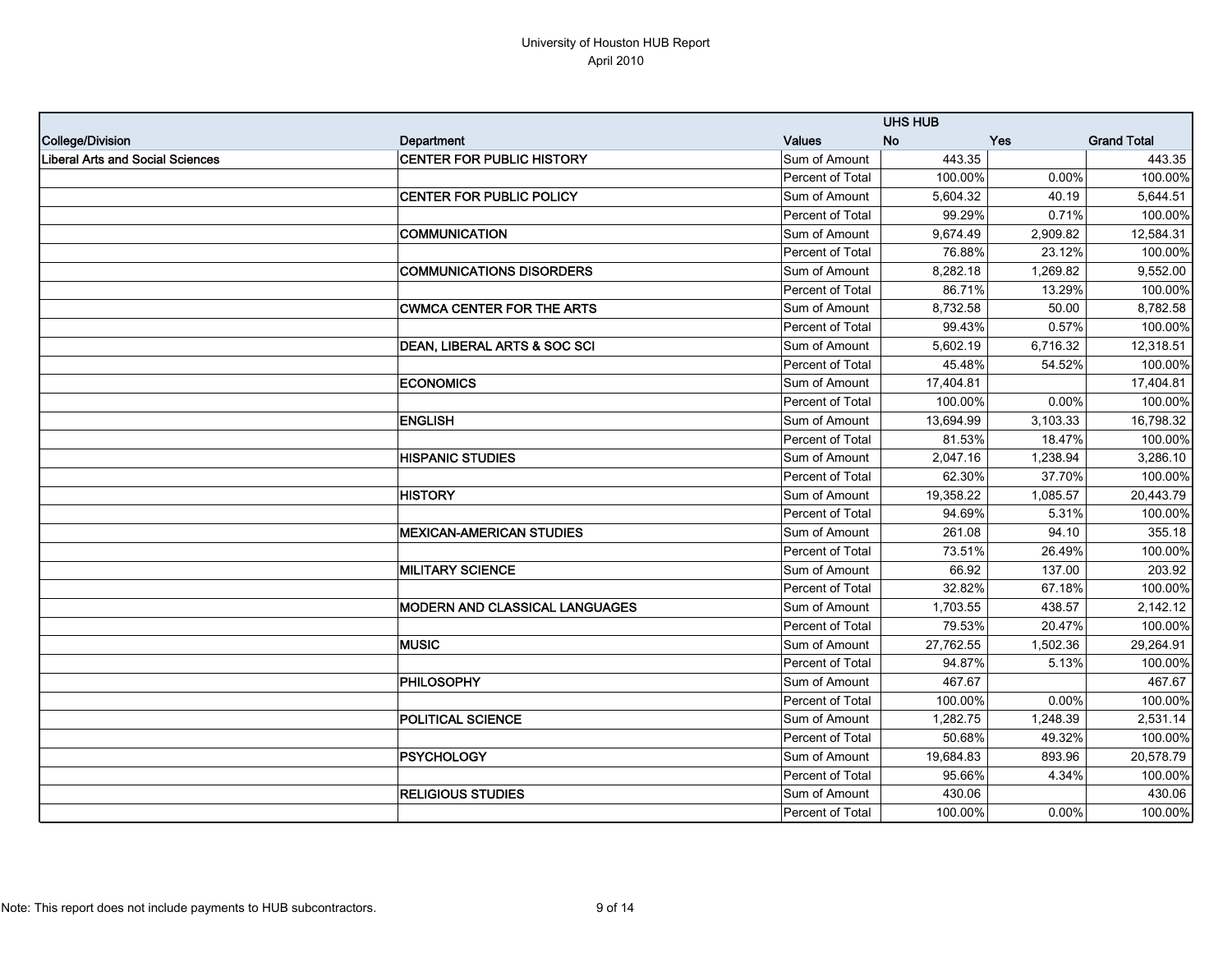# University of Houston HUB Report
April 2010

| College/Division | Department | Values | UHS HUB No | Yes | Grand Total |
|---|---|---|---|---|---|
| Liberal Arts and Social Sciences | CENTER FOR PUBLIC HISTORY | Sum of Amount | 443.35 | | 443.35 |
| | | Percent of Total | 100.00% | 0.00% | 100.00% |
| | CENTER FOR PUBLIC POLICY | Sum of Amount | 5,604.32 | 40.19 | 5,644.51 |
| | | Percent of Total | 99.29% | 0.71% | 100.00% |
| | COMMUNICATION | Sum of Amount | 9,674.49 | 2,909.82 | 12,584.31 |
| | | Percent of Total | 76.88% | 23.12% | 100.00% |
| | COMMUNICATIONS DISORDERS | Sum of Amount | 8,282.18 | 1,269.82 | 9,552.00 |
| | | Percent of Total | 86.71% | 13.29% | 100.00% |
| | CWMCA CENTER FOR THE ARTS | Sum of Amount | 8,732.58 | 50.00 | 8,782.58 |
| | | Percent of Total | 99.43% | 0.57% | 100.00% |
| | DEAN, LIBERAL ARTS & SOC SCI | Sum of Amount | 5,602.19 | 6,716.32 | 12,318.51 |
| | | Percent of Total | 45.48% | 54.52% | 100.00% |
| | ECONOMICS | Sum of Amount | 17,404.81 | | 17,404.81 |
| | | Percent of Total | 100.00% | 0.00% | 100.00% |
| | ENGLISH | Sum of Amount | 13,694.99 | 3,103.33 | 16,798.32 |
| | | Percent of Total | 81.53% | 18.47% | 100.00% |
| | HISPANIC STUDIES | Sum of Amount | 2,047.16 | 1,238.94 | 3,286.10 |
| | | Percent of Total | 62.30% | 37.70% | 100.00% |
| | HISTORY | Sum of Amount | 19,358.22 | 1,085.57 | 20,443.79 |
| | | Percent of Total | 94.69% | 5.31% | 100.00% |
| | MEXICAN-AMERICAN STUDIES | Sum of Amount | 261.08 | 94.10 | 355.18 |
| | | Percent of Total | 73.51% | 26.49% | 100.00% |
| | MILITARY SCIENCE | Sum of Amount | 66.92 | 137.00 | 203.92 |
| | | Percent of Total | 32.82% | 67.18% | 100.00% |
| | MODERN AND CLASSICAL LANGUAGES | Sum of Amount | 1,703.55 | 438.57 | 2,142.12 |
| | | Percent of Total | 79.53% | 20.47% | 100.00% |
| | MUSIC | Sum of Amount | 27,762.55 | 1,502.36 | 29,264.91 |
| | | Percent of Total | 94.87% | 5.13% | 100.00% |
| | PHILOSOPHY | Sum of Amount | 467.67 | | 467.67 |
| | | Percent of Total | 100.00% | 0.00% | 100.00% |
| | POLITICAL SCIENCE | Sum of Amount | 1,282.75 | 1,248.39 | 2,531.14 |
| | | Percent of Total | 50.68% | 49.32% | 100.00% |
| | PSYCHOLOGY | Sum of Amount | 19,684.83 | 893.96 | 20,578.79 |
| | | Percent of Total | 95.66% | 4.34% | 100.00% |
| | RELIGIOUS STUDIES | Sum of Amount | 430.06 | | 430.06 |
| | | Percent of Total | 100.00% | 0.00% | 100.00% |

Note: This report does not include payments to HUB subcontractors.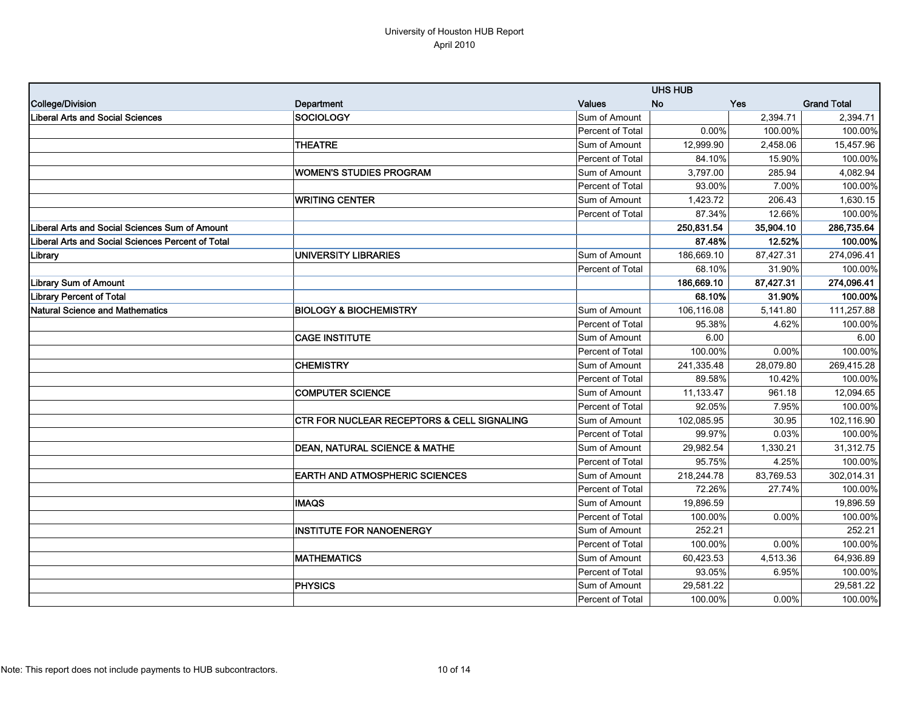University of Houston HUB Report
April 2010

| College/Division | Department | Values | UHS HUB No | Yes | Grand Total |
|---|---|---|---|---|---|
| **Liberal Arts and Social Sciences** | **SOCIOLOGY** | Sum of Amount | | 2,394.71 | 2,394.71 |
| | | Percent of Total | 0.00% | 100.00% | 100.00% |
| | **THEATRE** | Sum of Amount | 12,999.90 | 2,458.06 | 15,457.96 |
| | | Percent of Total | 84.10% | 15.90% | 100.00% |
| | **WOMEN'S STUDIES PROGRAM** | Sum of Amount | 3,797.00 | 285.94 | 4,082.94 |
| | | Percent of Total | 93.00% | 7.00% | 100.00% |
| | **WRITING CENTER** | Sum of Amount | 1,423.72 | 206.43 | 1,630.15 |
| | | Percent of Total | 87.34% | 12.66% | 100.00% |
| **Liberal Arts and Social Sciences Sum of Amount** | | | **250,831.54** | **35,904.10** | **286,735.64** |
| **Liberal Arts and Social Sciences Percent of Total** | | | **87.48%** | **12.52%** | **100.00%** |
| **Library** | **UNIVERSITY LIBRARIES** | Sum of Amount | 186,669.10 | 87,427.31 | 274,096.41 |
| | | Percent of Total | 68.10% | 31.90% | 100.00% |
| **Library Sum of Amount** | | | **186,669.10** | **87,427.31** | **274,096.41** |
| **Library Percent of Total** | | | **68.10%** | **31.90%** | **100.00%** |
| **Natural Science and Mathematics** | **BIOLOGY & BIOCHEMISTRY** | Sum of Amount | 106,116.08 | 5,141.80 | 111,257.88 |
| | | Percent of Total | 95.38% | 4.62% | 100.00% |
| | **CAGE INSTITUTE** | Sum of Amount | 6.00 | | 6.00 |
| | | Percent of Total | 100.00% | 0.00% | 100.00% |
| | **CHEMISTRY** | Sum of Amount | 241,335.48 | 28,079.80 | 269,415.28 |
| | | Percent of Total | 89.58% | 10.42% | 100.00% |
| | **COMPUTER SCIENCE** | Sum of Amount | 11,133.47 | 961.18 | 12,094.65 |
| | | Percent of Total | 92.05% | 7.95% | 100.00% |
| | **CTR FOR NUCLEAR RECEPTORS & CELL SIGNALING** | Sum of Amount | 102,085.95 | 30.95 | 102,116.90 |
| | | Percent of Total | 99.97% | 0.03% | 100.00% |
| | **DEAN, NATURAL SCIENCE & MATHE** | Sum of Amount | 29,982.54 | 1,330.21 | 31,312.75 |
| | | Percent of Total | 95.75% | 4.25% | 100.00% |
| | **EARTH AND ATMOSPHERIC SCIENCES** | Sum of Amount | 218,244.78 | 83,769.53 | 302,014.31 |
| | | Percent of Total | 72.26% | 27.74% | 100.00% |
| | **IMAQS** | Sum of Amount | 19,896.59 | | 19,896.59 |
| | | Percent of Total | 100.00% | 0.00% | 100.00% |
| | **INSTITUTE FOR NANOENERGY** | Sum of Amount | 252.21 | | 252.21 |
| | | Percent of Total | 100.00% | 0.00% | 100.00% |
| | **MATHEMATICS** | Sum of Amount | 60,423.53 | 4,513.36 | 64,936.89 |
| | | Percent of Total | 93.05% | 6.95% | 100.00% |
| | **PHYSICS** | Sum of Amount | 29,581.22 | | 29,581.22 |
| | | Percent of Total | 100.00% | 0.00% | 100.00% |

Note: This report does not include payments to HUB subcontractors.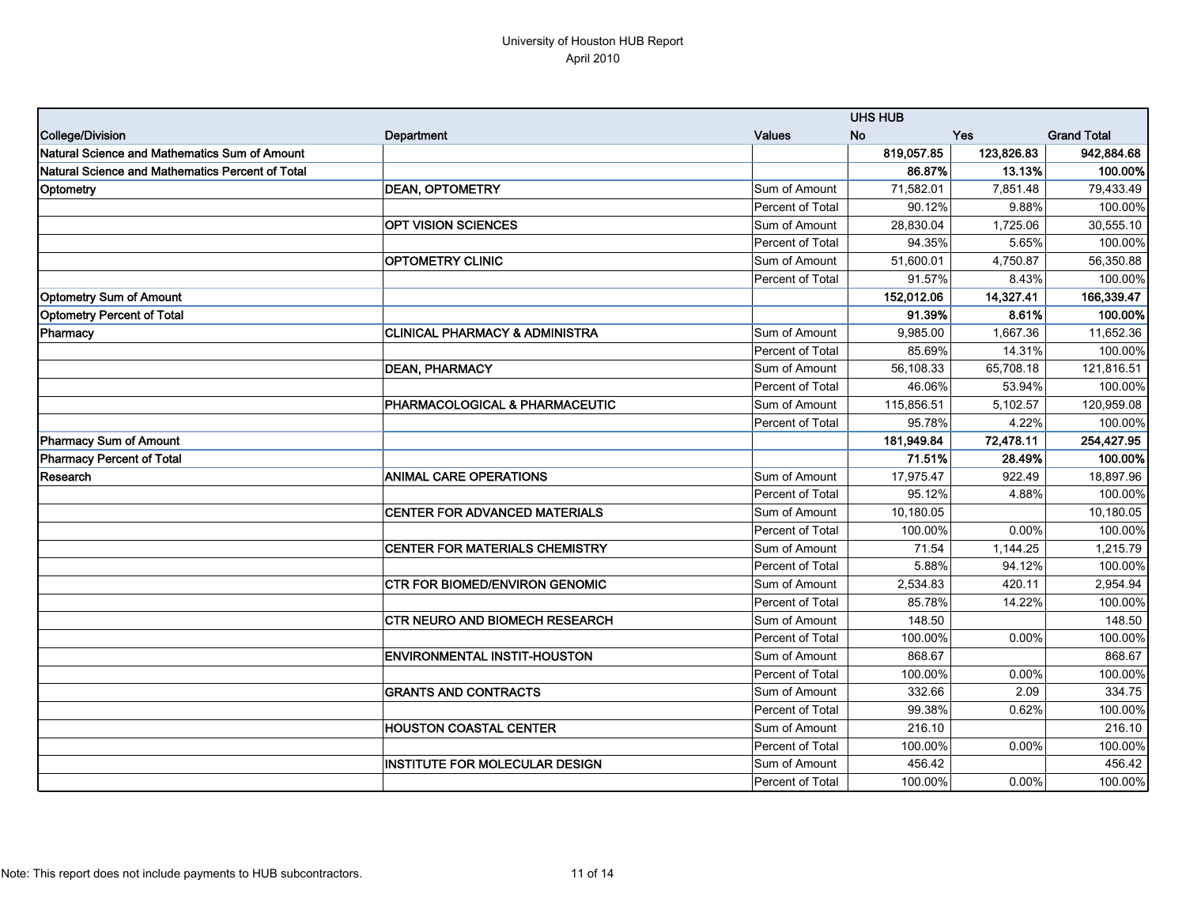# University of Houston HUB Report
April 2010

| | | | UHS HUB | | |
|---|---|---|---|---|---|
| **College/Division** | **Department** | **Values** | **No** | **Yes** | **Grand Total** |
| **Natural Science and Mathematics Sum of Amount** | | | **819,057.85** | **123,826.83** | **942,884.68** |
| **Natural Science and Mathematics Percent of Total** | | | **86.87%** | **13.13%** | **100.00%** |
| **Optometry** | **DEAN, OPTOMETRY** | Sum of Amount | 71,582.01 | 7,851.48 | 79,433.49 |
| | | Percent of Total | 90.12% | 9.88% | 100.00% |
| | **OPT VISION SCIENCES** | Sum of Amount | 28,830.04 | 1,725.06 | 30,555.10 |
| | | Percent of Total | 94.35% | 5.65% | 100.00% |
| | **OPTOMETRY CLINIC** | Sum of Amount | 51,600.01 | 4,750.87 | 56,350.88 |
| | | Percent of Total | 91.57% | 8.43% | 100.00% |
| **Optometry Sum of Amount** | | | **152,012.06** | **14,327.41** | **166,339.47** |
| **Optometry Percent of Total** | | | **91.39%** | **8.61%** | **100.00%** |
| **Pharmacy** | **CLINICAL PHARMACY & ADMINISTRA** | Sum of Amount | 9,985.00 | 1,667.36 | 11,652.36 |
| | | Percent of Total | 85.69% | 14.31% | 100.00% |
| | **DEAN, PHARMACY** | Sum of Amount | 56,108.33 | 65,708.18 | 121,816.51 |
| | | Percent of Total | 46.06% | 53.94% | 100.00% |
| | **PHARMACOLOGICAL & PHARMACEUTIC** | Sum of Amount | 115,856.51 | 5,102.57 | 120,959.08 |
| | | Percent of Total | 95.78% | 4.22% | 100.00% |
| **Pharmacy Sum of Amount** | | | **181,949.84** | **72,478.11** | **254,427.95** |
| **Pharmacy Percent of Total** | | | **71.51%** | **28.49%** | **100.00%** |
| **Research** | **ANIMAL CARE OPERATIONS** | Sum of Amount | 17,975.47 | 922.49 | 18,897.96 |
| | | Percent of Total | 95.12% | 4.88% | 100.00% |
| | **CENTER FOR ADVANCED MATERIALS** | Sum of Amount | 10,180.05 | | 10,180.05 |
| | | Percent of Total | 100.00% | 0.00% | 100.00% |
| | **CENTER FOR MATERIALS CHEMISTRY** | Sum of Amount | 71.54 | 1,144.25 | 1,215.79 |
| | | Percent of Total | 5.88% | 94.12% | 100.00% |
| | **CTR FOR BIOMED/ENVIRON GENOMIC** | Sum of Amount | 2,534.83 | 420.11 | 2,954.94 |
| | | Percent of Total | 85.78% | 14.22% | 100.00% |
| | **CTR NEURO AND BIOMECH RESEARCH** | Sum of Amount | 148.50 | | 148.50 |
| | | Percent of Total | 100.00% | 0.00% | 100.00% |
| | **ENVIRONMENTAL INSTIT-HOUSTON** | Sum of Amount | 868.67 | | 868.67 |
| | | Percent of Total | 100.00% | 0.00% | 100.00% |
| | **GRANTS AND CONTRACTS** | Sum of Amount | 332.66 | 2.09 | 334.75 |
| | | Percent of Total | 99.38% | 0.62% | 100.00% |
| | **HOUSTON COASTAL CENTER** | Sum of Amount | 216.10 | | 216.10 |
| | | Percent of Total | 100.00% | 0.00% | 100.00% |
| | **INSTITUTE FOR MOLECULAR DESIGN** | Sum of Amount | 456.42 | | 456.42 |
| | | Percent of Total | 100.00% | 0.00% | 100.00% |

Note: This report does not include payments to HUB subcontractors.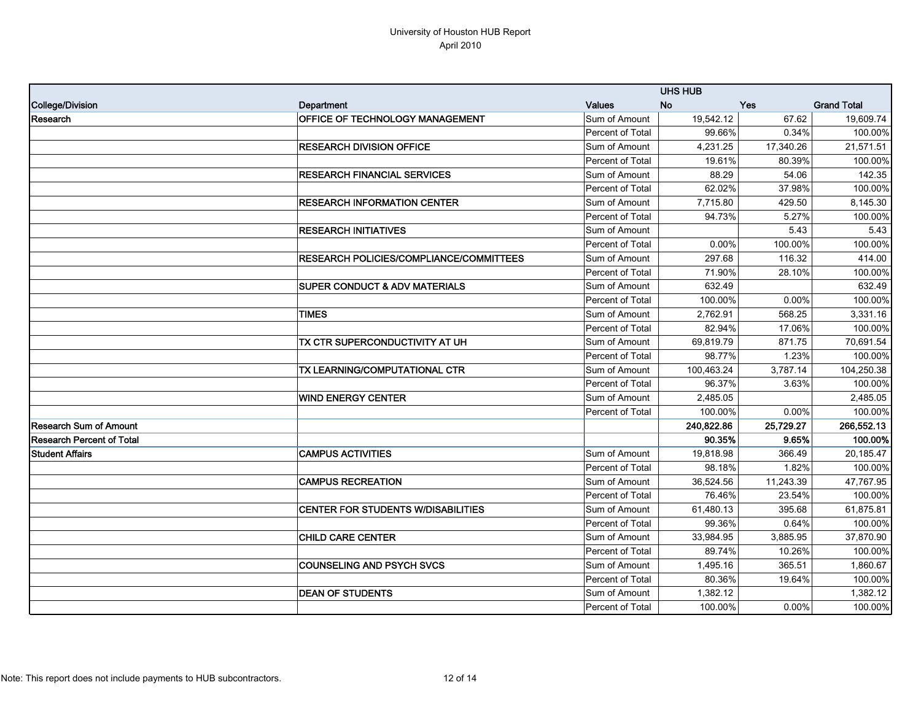University of Houston HUB Report
April 2010

| College/Division | Department | Values | UHS HUB No | Yes | Grand Total |
|---|---|---|---|---|---|
| Research | OFFICE OF TECHNOLOGY MANAGEMENT | Sum of Amount | 19,542.12 | 67.62 | 19,609.74 |
| | | Percent of Total | 99.66% | 0.34% | 100.00% |
| | RESEARCH DIVISION OFFICE | Sum of Amount | 4,231.25 | 17,340.26 | 21,571.51 |
| | | Percent of Total | 19.61% | 80.39% | 100.00% |
| | RESEARCH FINANCIAL SERVICES | Sum of Amount | 88.29 | 54.06 | 142.35 |
| | | Percent of Total | 62.02% | 37.98% | 100.00% |
| | RESEARCH INFORMATION CENTER | Sum of Amount | 7,715.80 | 429.50 | 8,145.30 |
| | | Percent of Total | 94.73% | 5.27% | 100.00% |
| | RESEARCH INITIATIVES | Sum of Amount | | 5.43 | 5.43 |
| | | Percent of Total | 0.00% | 100.00% | 100.00% |
| | RESEARCH POLICIES/COMPLIANCE/COMMITTEES | Sum of Amount | 297.68 | 116.32 | 414.00 |
| | | Percent of Total | 71.90% | 28.10% | 100.00% |
| | SUPER CONDUCT & ADV MATERIALS | Sum of Amount | 632.49 | | 632.49 |
| | | Percent of Total | 100.00% | 0.00% | 100.00% |
| | TIMES | Sum of Amount | 2,762.91 | 568.25 | 3,331.16 |
| | | Percent of Total | 82.94% | 17.06% | 100.00% |
| | TX CTR SUPERCONDUCTIVITY AT UH | Sum of Amount | 69,819.79 | 871.75 | 70,691.54 |
| | | Percent of Total | 98.77% | 1.23% | 100.00% |
| | TX LEARNING/COMPUTATIONAL CTR | Sum of Amount | 100,463.24 | 3,787.14 | 104,250.38 |
| | | Percent of Total | 96.37% | 3.63% | 100.00% |
| | WIND ENERGY CENTER | Sum of Amount | 2,485.05 | | 2,485.05 |
| | | Percent of Total | 100.00% | 0.00% | 100.00% |
| **Research Sum of Amount** | | | **240,822.86** | **25,729.27** | **266,552.13** |
| **Research Percent of Total** | | | **90.35%** | **9.65%** | **100.00%** |
| Student Affairs | CAMPUS ACTIVITIES | Sum of Amount | 19,818.98 | 366.49 | 20,185.47 |
| | | Percent of Total | 98.18% | 1.82% | 100.00% |
| | CAMPUS RECREATION | Sum of Amount | 36,524.56 | 11,243.39 | 47,767.95 |
| | | Percent of Total | 76.46% | 23.54% | 100.00% |
| | CENTER FOR STUDENTS W/DISABILITIES | Sum of Amount | 61,480.13 | 395.68 | 61,875.81 |
| | | Percent of Total | 99.36% | 0.64% | 100.00% |
| | CHILD CARE CENTER | Sum of Amount | 33,984.95 | 3,885.95 | 37,870.90 |
| | | Percent of Total | 89.74% | 10.26% | 100.00% |
| | COUNSELING AND PSYCH SVCS | Sum of Amount | 1,495.16 | 365.51 | 1,860.67 |
| | | Percent of Total | 80.36% | 19.64% | 100.00% |
| | DEAN OF STUDENTS | Sum of Amount | 1,382.12 | | 1,382.12 |
| | | Percent of Total | 100.00% | 0.00% | 100.00% |

Note: This report does not include payments to HUB subcontractors.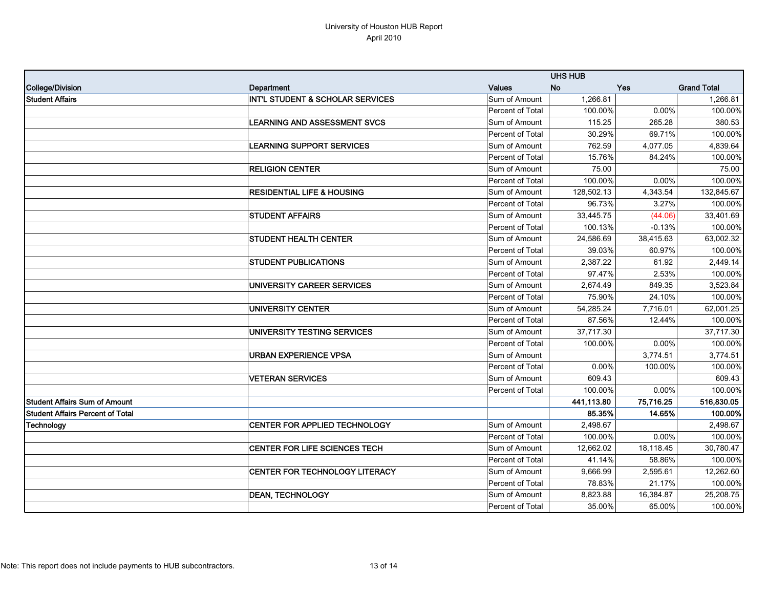University of Houston HUB Report
April 2010

| College/Division | Department | Values | UHS HUB No | Yes | Grand Total |
|---|---|---|---|---|---|
| **Student Affairs** | **INT'L STUDENT & SCHOLAR SERVICES** | Sum of Amount | 1,266.81 | | 1,266.81 |
| | | Percent of Total | 100.00% | 0.00% | 100.00% |
| | **LEARNING AND ASSESSMENT SVCS** | Sum of Amount | 115.25 | 265.28 | 380.53 |
| | | Percent of Total | 30.29% | 69.71% | 100.00% |
| | **LEARNING SUPPORT SERVICES** | Sum of Amount | 762.59 | 4,077.05 | 4,839.64 |
| | | Percent of Total | 15.76% | 84.24% | 100.00% |
| | **RELIGION CENTER** | Sum of Amount | 75.00 | | 75.00 |
| | | Percent of Total | 100.00% | 0.00% | 100.00% |
| | **RESIDENTIAL LIFE & HOUSING** | Sum of Amount | 128,502.13 | 4,343.54 | 132,845.67 |
| | | Percent of Total | 96.73% | 3.27% | 100.00% |
| | **STUDENT AFFAIRS** | Sum of Amount | 33,445.75 | (44.06) | 33,401.69 |
| | | Percent of Total | 100.13% | -0.13% | 100.00% |
| | **STUDENT HEALTH CENTER** | Sum of Amount | 24,586.69 | 38,415.63 | 63,002.32 |
| | | Percent of Total | 39.03% | 60.97% | 100.00% |
| | **STUDENT PUBLICATIONS** | Sum of Amount | 2,387.22 | 61.92 | 2,449.14 |
| | | Percent of Total | 97.47% | 2.53% | 100.00% |
| | **UNIVERSITY CAREER SERVICES** | Sum of Amount | 2,674.49 | 849.35 | 3,523.84 |
| | | Percent of Total | 75.90% | 24.10% | 100.00% |
| | **UNIVERSITY CENTER** | Sum of Amount | 54,285.24 | 7,716.01 | 62,001.25 |
| | | Percent of Total | 87.56% | 12.44% | 100.00% |
| | **UNIVERSITY TESTING SERVICES** | Sum of Amount | 37,717.30 | | 37,717.30 |
| | | Percent of Total | 100.00% | 0.00% | 100.00% |
| | **URBAN EXPERIENCE VPSA** | Sum of Amount | | 3,774.51 | 3,774.51 |
| | | Percent of Total | 0.00% | 100.00% | 100.00% |
| | **VETERAN SERVICES** | Sum of Amount | 609.43 | | 609.43 |
| | | Percent of Total | 100.00% | 0.00% | 100.00% |
| **Student Affairs Sum of Amount** | | | **441,113.80** | **75,716.25** | **516,830.05** |
| **Student Affairs Percent of Total** | | | **85.35%** | **14.65%** | **100.00%** |
| **Technology** | **CENTER FOR APPLIED TECHNOLOGY** | Sum of Amount | 2,498.67 | | 2,498.67 |
| | | Percent of Total | 100.00% | 0.00% | 100.00% |
| | **CENTER FOR LIFE SCIENCES TECH** | Sum of Amount | 12,662.02 | 18,118.45 | 30,780.47 |
| | | Percent of Total | 41.14% | 58.86% | 100.00% |
| | **CENTER FOR TECHNOLOGY LITERACY** | Sum of Amount | 9,666.99 | 2,595.61 | 12,262.60 |
| | | Percent of Total | 78.83% | 21.17% | 100.00% |
| | **DEAN, TECHNOLOGY** | Sum of Amount | 8,823.88 | 16,384.87 | 25,208.75 |
| | | Percent of Total | 35.00% | 65.00% | 100.00% |

Note: This report does not include payments to HUB subcontractors.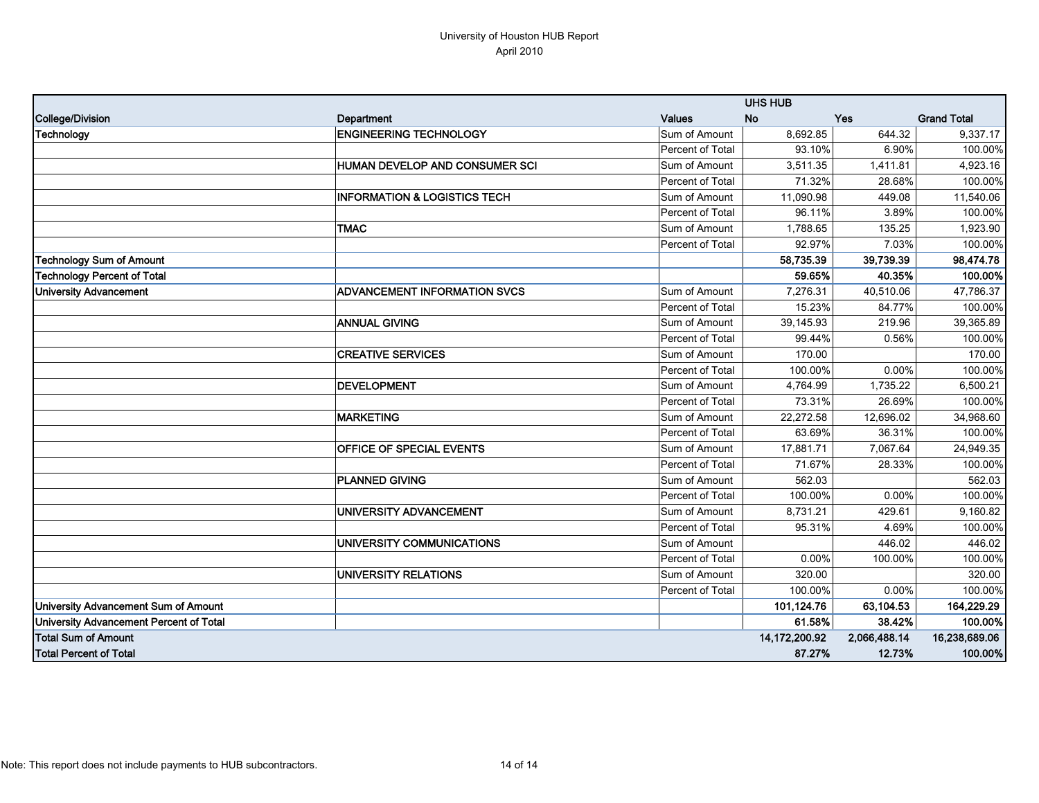University of Houston HUB Report
April 2010

| | | | UHS HUB | | |
|---|---|---|---|---|---|
| **College/Division** | **Department** | **Values** | **No** | **Yes** | **Grand Total** |
| **Technology** | **ENGINEERING TECHNOLOGY** | Sum of Amount | 8,692.85 | 644.32 | 9,337.17 |
| | | Percent of Total | 93.10% | 6.90% | 100.00% |
| | **HUMAN DEVELOP AND CONSUMER SCI** | Sum of Amount | 3,511.35 | 1,411.81 | 4,923.16 |
| | | Percent of Total | 71.32% | 28.68% | 100.00% |
| | **INFORMATION & LOGISTICS TECH** | Sum of Amount | 11,090.98 | 449.08 | 11,540.06 |
| | | Percent of Total | 96.11% | 3.89% | 100.00% |
| | **TMAC** | Sum of Amount | 1,788.65 | 135.25 | 1,923.90 |
| | | Percent of Total | 92.97% | 7.03% | 100.00% |
| **Technology Sum of Amount** | | | **58,735.39** | **39,739.39** | **98,474.78** |
| **Technology Percent of Total** | | | **59.65%** | **40.35%** | **100.00%** |
| **University Advancement** | **ADVANCEMENT INFORMATION SVCS** | Sum of Amount | 7,276.31 | 40,510.06 | 47,786.37 |
| | | Percent of Total | 15.23% | 84.77% | 100.00% |
| | **ANNUAL GIVING** | Sum of Amount | 39,145.93 | 219.96 | 39,365.89 |
| | | Percent of Total | 99.44% | 0.56% | 100.00% |
| | **CREATIVE SERVICES** | Sum of Amount | 170.00 | | 170.00 |
| | | Percent of Total | 100.00% | 0.00% | 100.00% |
| | **DEVELOPMENT** | Sum of Amount | 4,764.99 | 1,735.22 | 6,500.21 |
| | | Percent of Total | 73.31% | 26.69% | 100.00% |
| | **MARKETING** | Sum of Amount | 22,272.58 | 12,696.02 | 34,968.60 |
| | | Percent of Total | 63.69% | 36.31% | 100.00% |
| | **OFFICE OF SPECIAL EVENTS** | Sum of Amount | 17,881.71 | 7,067.64 | 24,949.35 |
| | | Percent of Total | 71.67% | 28.33% | 100.00% |
| | **PLANNED GIVING** | Sum of Amount | 562.03 | | 562.03 |
| | | Percent of Total | 100.00% | 0.00% | 100.00% |
| | **UNIVERSITY ADVANCEMENT** | Sum of Amount | 8,731.21 | 429.61 | 9,160.82 |
| | | Percent of Total | 95.31% | 4.69% | 100.00% |
| | **UNIVERSITY COMMUNICATIONS** | Sum of Amount | | 446.02 | 446.02 |
| | | Percent of Total | 0.00% | 100.00% | 100.00% |
| | **UNIVERSITY RELATIONS** | Sum of Amount | 320.00 | | 320.00 |
| | | Percent of Total | 100.00% | 0.00% | 100.00% |
| **University Advancement Sum of Amount** | | | **101,124.76** | **63,104.53** | **164,229.29** |
| **University Advancement Percent of Total** | | | **61.58%** | **38.42%** | **100.00%** |
| **Total Sum of Amount** | | | **14,172,200.92** | **2,066,488.14** | **16,238,689.06** |
| **Total Percent of Total** | | | **87.27%** | **12.73%** | **100.00%** |

Note: This report does not include payments to HUB subcontractors.